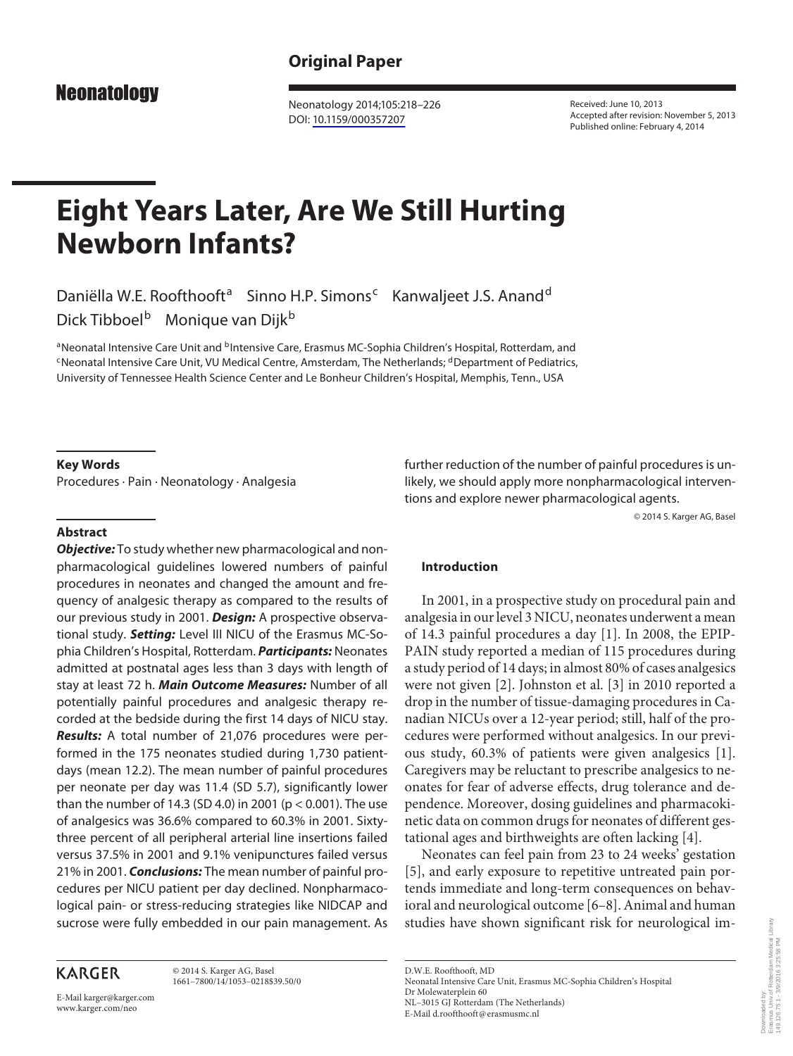**Original Paper**

Received: June 10, 2013
Accepted after revision: November 5, 2013
Published online: February 4, 2014

# Eight Years Later, Are We Still Hurting Newborn Infants?

Daniëlla W.E. Roofthooft[a] Sinno H.P. Simons[c] Kanwaljeet J.S. Anand[d] Dick Tibboel[b] Monique van Dijk[b]

[a]Neonatal Intensive Care Unit and [b]Intensive Care, Erasmus MC-Sophia Children's Hospital, Rotterdam, and [c]Neonatal Intensive Care Unit, VU Medical Centre, Amsterdam, The Netherlands; [d]Department of Pediatrics, University of Tennessee Health Science Center and Le Bonheur Children's Hospital, Memphis, Tenn., USA

## Key Words

Procedures · Pain · Neonatology · Analgesia

## Abstract

***Objective:*** To study whether new pharmacological and nonpharmacological guidelines lowered numbers of painful procedures in neonates and changed the amount and frequency of analgesic therapy as compared to the results of our previous study in 2001. ***Design:*** A prospective observational study. ***Setting:*** Level III NICU of the Erasmus MC-Sophia Children's Hospital, Rotterdam. ***Participants:*** Neonates admitted at postnatal ages less than 3 days with length of stay at least 72 h. ***Main Outcome Measures:*** Number of all potentially painful procedures and analgesic therapy recorded at the bedside during the first 14 days of NICU stay. ***Results:*** A total number of 21,076 procedures were performed in the 175 neonates studied during 1,730 patient-days (mean 12.2). The mean number of painful procedures per neonate per day was 11.4 (SD 5.7), significantly lower than the number of 14.3 (SD 4.0) in 2001 ($p < 0.001$). The use of analgesics was 36.6% compared to 60.3% in 2001. Sixty-three percent of all peripheral arterial line insertions failed versus 37.5% in 2001 and 9.1% venipunctures failed versus 21% in 2001. ***Conclusions:*** The mean number of painful procedures per NICU patient per day declined. Nonpharmacological pain- or stress-reducing strategies like NIDCAP and sucrose were fully embedded in our pain management. As further reduction of the number of painful procedures is unlikely, we should apply more nonpharmacological interventions and explore newer pharmacological agents.

© 2014 S. Karger AG, Basel

## Introduction

In 2001, in a prospective study on procedural pain and analgesia in our level 3 NICU, neonates underwent a mean of 14.3 painful procedures a day [1]. In 2008, the EPIPPAIN study reported a median of 115 procedures during a study period of 14 days; in almost 80% of cases analgesics were not given [2]. Johnston et al. [3] in 2010 reported a drop in the number of tissue-damaging procedures in Canadian NICUs over a 12-year period; still, half of the procedures were performed without analgesics. In our previous study, 60.3% of patients were given analgesics [1]. Caregivers may be reluctant to prescribe analgesics to neonates for fear of adverse effects, drug tolerance and dependence. Moreover, dosing guidelines and pharmacokinetic data on common drugs for neonates of different gestational ages and birthweights are often lacking [4].

Neonates can feel pain from 23 to 24 weeks' gestation [5], and early exposure to repetitive untreated pain portends immediate and long-term consequences on behavioral and neurological outcome [6–8]. Animal and human studies have shown significant risk for neurological im-

KARGER

© 2014 S. Karger AG, Basel
1661–7800/14/1053–0218$39.50/0

E-Mail karger@karger.com
www.karger.com/neo

D.W.E. Roofthooft, MD
Neonatal Intensive Care Unit, Erasmus MC-Sophia Children's Hospital
Dr Molewaterplein 60
NL–3015 GJ Rotterdam (The Netherlands)
E-Mail d.roofthooft@erasmusmc.nl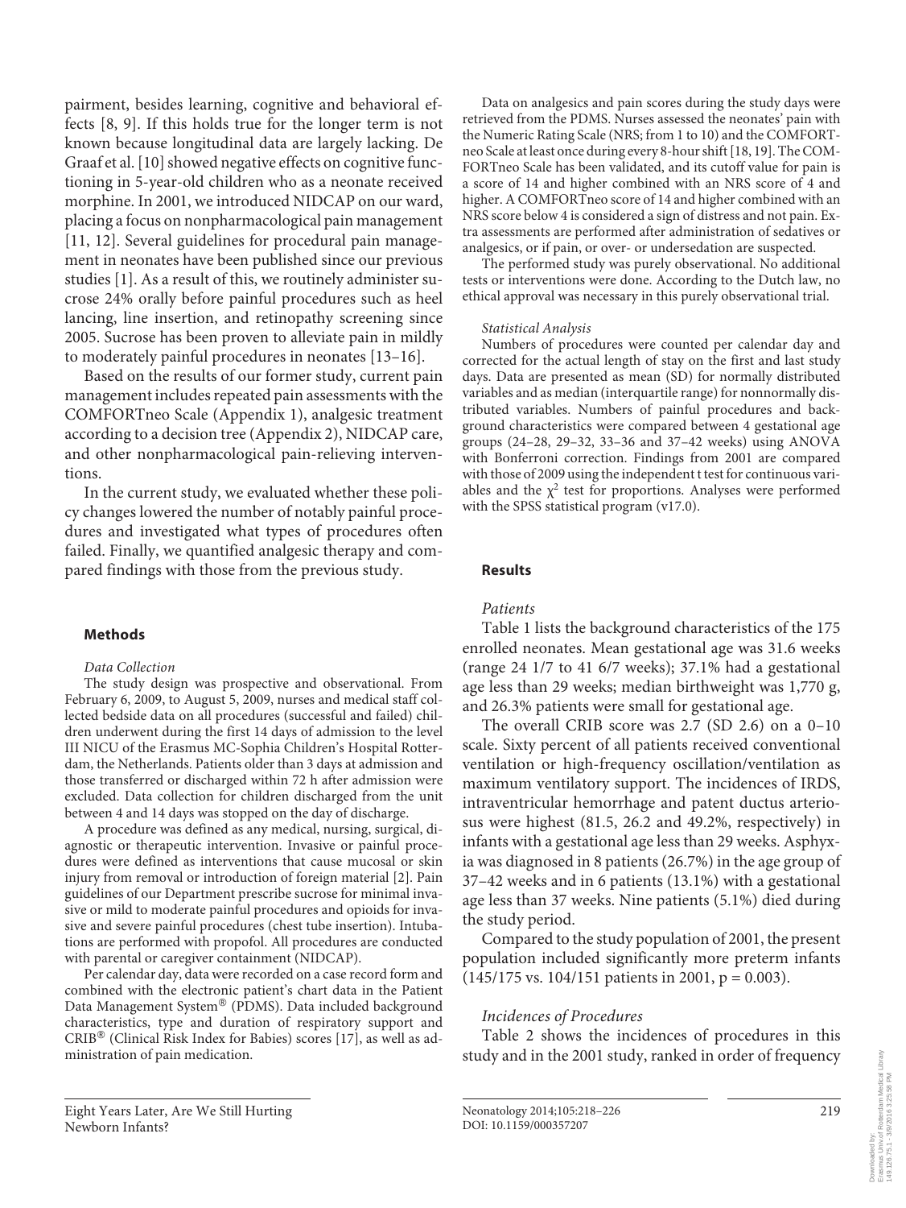pairment, besides learning, cognitive and behavioral effects [8, 9]. If this holds true for the longer term is not known because longitudinal data are largely lacking. De Graaf et al. [10] showed negative effects on cognitive functioning in 5-year-old children who as a neonate received morphine. In 2001, we introduced NIDCAP on our ward, placing a focus on nonpharmacological pain management [11, 12]. Several guidelines for procedural pain management in neonates have been published since our previous studies [1]. As a result of this, we routinely administer sucrose 24% orally before painful procedures such as heel lancing, line insertion, and retinopathy screening since 2005. Sucrose has been proven to alleviate pain in mildly to moderately painful procedures in neonates [13–16].

Based on the results of our former study, current pain management includes repeated pain assessments with the COMFORTneo Scale (Appendix 1), analgesic treatment according to a decision tree (Appendix 2), NIDCAP care, and other nonpharmacological pain-relieving interventions.

In the current study, we evaluated whether these policy changes lowered the number of notably painful procedures and investigated what types of procedures often failed. Finally, we quantified analgesic therapy and compared findings with those from the previous study.

## Methods

*Data Collection*

The study design was prospective and observational. From February 6, 2009, to August 5, 2009, nurses and medical staff collected bedside data on all procedures (successful and failed) children underwent during the first 14 days of admission to the level III NICU of the Erasmus MC-Sophia Children's Hospital Rotterdam, the Netherlands. Patients older than 3 days at admission and those transferred or discharged within 72 h after admission were excluded. Data collection for children discharged from the unit between 4 and 14 days was stopped on the day of discharge.

A procedure was defined as any medical, nursing, surgical, diagnostic or therapeutic intervention. Invasive or painful procedures were defined as interventions that cause mucosal or skin injury from removal or introduction of foreign material [2]. Pain guidelines of our Department prescribe sucrose for minimal invasive or mild to moderate painful procedures and opioids for invasive and severe painful procedures (chest tube insertion). Intubations are performed with propofol. All procedures are conducted with parental or caregiver containment (NIDCAP).

Per calendar day, data were recorded on a case record form and combined with the electronic patient's chart data in the Patient Data Management System® (PDMS). Data included background characteristics, type and duration of respiratory support and CRIB® (Clinical Risk Index for Babies) scores [17], as well as administration of pain medication.

Data on analgesics and pain scores during the study days were retrieved from the PDMS. Nurses assessed the neonates' pain with the Numeric Rating Scale (NRS; from 1 to 10) and the COMFORTneo Scale at least once during every 8-hour shift [18, 19]. The COMFORTneo Scale has been validated, and its cutoff value for pain is a score of 14 and higher combined with an NRS score of 4 and higher. A COMFORTneo score of 14 and higher combined with an NRS score below 4 is considered a sign of distress and not pain. Extra assessments are performed after administration of sedatives or analgesics, or if pain, or over- or undersedation are suspected.

The performed study was purely observational. No additional tests or interventions were done. According to the Dutch law, no ethical approval was necessary in this purely observational trial.

*Statistical Analysis*

Numbers of procedures were counted per calendar day and corrected for the actual length of stay on the first and last study days. Data are presented as mean (SD) for normally distributed variables and as median (interquartile range) for nonnormally distributed variables. Numbers of painful procedures and background characteristics were compared between 4 gestational age groups (24–28, 29–32, 33–36 and 37–42 weeks) using ANOVA with Bonferroni correction. Findings from 2001 are compared with those of 2009 using the independent t test for continuous variables and the $\chi^2$ test for proportions. Analyses were performed with the SPSS statistical program (v17.0).

## Results

*Patients*

Table 1 lists the background characteristics of the 175 enrolled neonates. Mean gestational age was 31.6 weeks (range 24 1/7 to 41 6/7 weeks); 37.1% had a gestational age less than 29 weeks; median birthweight was 1,770 g, and 26.3% patients were small for gestational age.

The overall CRIB score was 2.7 (SD 2.6) on a 0–10 scale. Sixty percent of all patients received conventional ventilation or high-frequency oscillation/ventilation as maximum ventilatory support. The incidences of IRDS, intraventricular hemorrhage and patent ductus arteriosus were highest (81.5, 26.2 and 49.2%, respectively) in infants with a gestational age less than 29 weeks. Asphyxia was diagnosed in 8 patients (26.7%) in the age group of 37–42 weeks and in 6 patients (13.1%) with a gestational age less than 37 weeks. Nine patients (5.1%) died during the study period.

Compared to the study population of 2001, the present population included significantly more preterm infants (145/175 vs. 104/151 patients in 2001, $p = 0.003$).

*Incidences of Procedures*

Table 2 shows the incidences of procedures in this study and in the 2001 study, ranked in order of frequency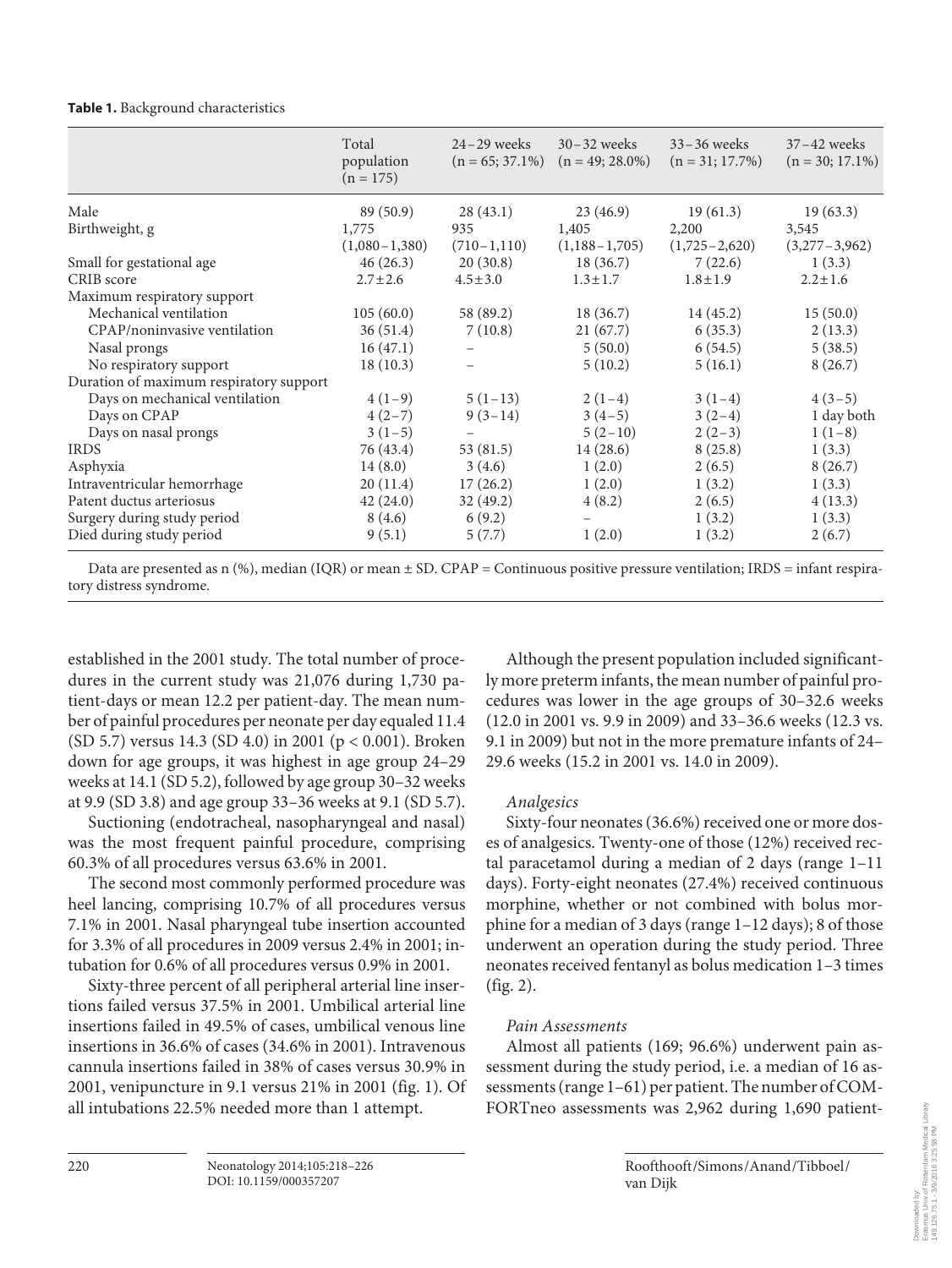**Table 1.** Background characteristics

| | Total population (n = 175) | 24–29 weeks (n = 65; 37.1%) | 30–32 weeks (n = 49; 28.0%) | 33–36 weeks (n = 31; 17.7%) | 37–42 weeks (n = 30; 17.1%) |
|---|---|---|---|---|---|
| Male | 89 (50.9) | 28 (43.1) | 23 (46.9) | 19 (61.3) | 19 (63.3) |
| Birthweight, g | 1,775 (1,080–1,380) | 935 (710–1,110) | 1,405 (1,188–1,705) | 2,200 (1,725–2,620) | 3,545 (3,277–3,962) |
| Small for gestational age | 46 (26.3) | 20 (30.8) | 18 (36.7) | 7 (22.6) | 1 (3.3) |
| CRIB score | 2.7±2.6 | 4.5±3.0 | 1.3±1.7 | 1.8±1.9 | 2.2±1.6 |
| Maximum respiratory support | | | | | |
| Mechanical ventilation | 105 (60.0) | 58 (89.2) | 18 (36.7) | 14 (45.2) | 15 (50.0) |
| CPAP/noninvasive ventilation | 36 (51.4) | 7 (10.8) | 21 (67.7) | 6 (35.3) | 2 (13.3) |
| Nasal prongs | 16 (47.1) | – | 5 (50.0) | 6 (54.5) | 5 (38.5) |
| No respiratory support | 18 (10.3) | – | 5 (10.2) | 5 (16.1) | 8 (26.7) |
| Duration of maximum respiratory support | | | | | |
| Days on mechanical ventilation | 4 (1–9) | 5 (1–13) | 2 (1–4) | 3 (1–4) | 4 (3–5) |
| Days on CPAP | 4 (2–7) | 9 (3–14) | 3 (4–5) | 3 (2–4) | 1 day both |
| Days on nasal prongs | 3 (1–5) | – | 5 (2–10) | 2 (2–3) | 1 (1–8) |
| IRDS | 76 (43.4) | 53 (81.5) | 14 (28.6) | 8 (25.8) | 1 (3.3) |
| Asphyxia | 14 (8.0) | 3 (4.6) | 1 (2.0) | 2 (6.5) | 8 (26.7) |
| Intraventricular hemorrhage | 20 (11.4) | 17 (26.2) | 1 (2.0) | 1 (3.2) | 1 (3.3) |
| Patent ductus arteriosus | 42 (24.0) | 32 (49.2) | 4 (8.2) | 2 (6.5) | 4 (13.3) |
| Surgery during study period | 8 (4.6) | 6 (9.2) | – | 1 (3.2) | 1 (3.3) |
| Died during study period | 9 (5.1) | 5 (7.7) | 1 (2.0) | 1 (3.2) | 2 (6.7) |

Data are presented as n (%), median (IQR) or mean ± SD. CPAP = Continuous positive pressure ventilation; IRDS = infant respiratory distress syndrome.

established in the 2001 study. The total number of procedures in the current study was 21,076 during 1,730 patient-days or mean 12.2 per patient-day. The mean number of painful procedures per neonate per day equaled 11.4 (SD 5.7) versus 14.3 (SD 4.0) in 2001 ($p < 0.001$). Broken down for age groups, it was highest in age group 24–29 weeks at 14.1 (SD 5.2), followed by age group 30–32 weeks at 9.9 (SD 3.8) and age group 33–36 weeks at 9.1 (SD 5.7).

Suctioning (endotracheal, nasopharyngeal and nasal) was the most frequent painful procedure, comprising 60.3% of all procedures versus 63.6% in 2001.

The second most commonly performed procedure was heel lancing, comprising 10.7% of all procedures versus 7.1% in 2001. Nasal pharyngeal tube insertion accounted for 3.3% of all procedures in 2009 versus 2.4% in 2001; intubation for 0.6% of all procedures versus 0.9% in 2001.

Sixty-three percent of all peripheral arterial line insertions failed versus 37.5% in 2001. Umbilical arterial line insertions failed in 49.5% of cases, umbilical venous line insertions in 36.6% of cases (34.6% in 2001). Intravenous cannula insertions failed in 38% of cases versus 30.9% in 2001, venipuncture in 9.1 versus 21% in 2001 (fig. 1). Of all intubations 22.5% needed more than 1 attempt.

Although the present population included significantly more preterm infants, the mean number of painful procedures was lower in the age groups of 30–32.6 weeks (12.0 in 2001 vs. 9.9 in 2009) and 33–36.6 weeks (12.3 vs. 9.1 in 2009) but not in the more premature infants of 24–29.6 weeks (15.2 in 2001 vs. 14.0 in 2009).

### *Analgesics*

Sixty-four neonates (36.6%) received one or more doses of analgesics. Twenty-one of those (12%) received rectal paracetamol during a median of 2 days (range 1–11 days). Forty-eight neonates (27.4%) received continuous morphine, whether or not combined with bolus morphine for a median of 3 days (range 1–12 days); 8 of those underwent an operation during the study period. Three neonates received fentanyl as bolus medication 1–3 times (fig. 2).

### *Pain Assessments*

Almost all patients (169; 96.6%) underwent pain assessment during the study period, i.e. a median of 16 assessments (range 1–61) per patient. The number of COMFORTneo assessments was 2,962 during 1,690 patient-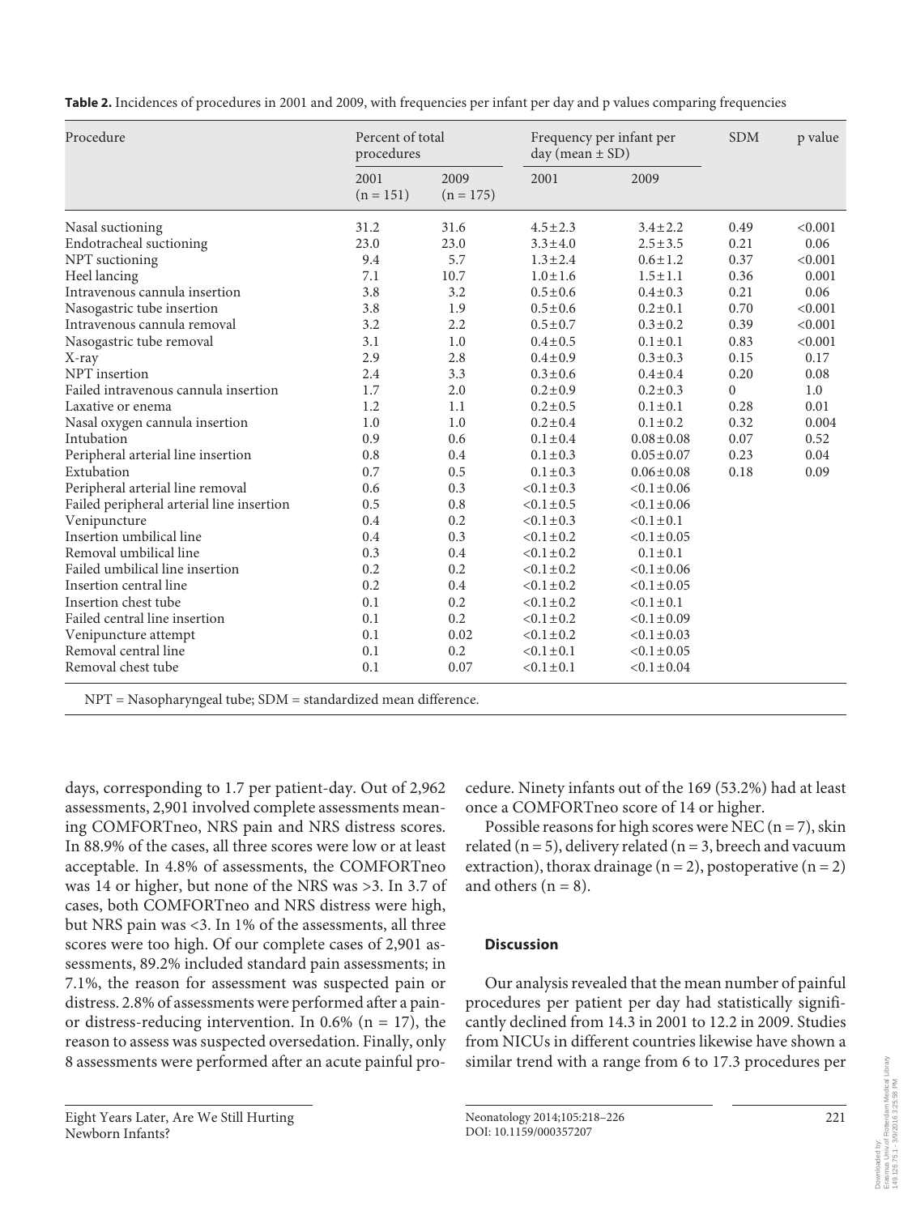**Table 2.** Incidences of procedures in 2001 and 2009, with frequencies per infant per day and p values comparing frequencies

| Procedure | Percent of total procedures | | Frequency per infant per day (mean ± SD) | | SDM | p value |
|---|---|---|---|---|---|---|
| | 2001 (n = 151) | 2009 (n = 175) | 2001 | 2009 | | |
| Nasal suctioning | 31.2 | 31.6 | 4.5 ± 2.3 | 3.4 ± 2.2 | 0.49 | <0.001 |
| Endotracheal suctioning | 23.0 | 23.0 | 3.3 ± 4.0 | 2.5 ± 3.5 | 0.21 | 0.06 |
| NPT suctioning | 9.4 | 5.7 | 1.3 ± 2.4 | 0.6 ± 1.2 | 0.37 | <0.001 |
| Heel lancing | 7.1 | 10.7 | 1.0 ± 1.6 | 1.5 ± 1.1 | 0.36 | 0.001 |
| Intravenous cannula insertion | 3.8 | 3.2 | 0.5 ± 0.6 | 0.4 ± 0.3 | 0.21 | 0.06 |
| Nasogastric tube insertion | 3.8 | 1.9 | 0.5 ± 0.6 | 0.2 ± 0.1 | 0.70 | <0.001 |
| Intravenous cannula removal | 3.2 | 2.2 | 0.5 ± 0.7 | 0.3 ± 0.2 | 0.39 | <0.001 |
| Nasogastric tube removal | 3.1 | 1.0 | 0.4 ± 0.5 | 0.1 ± 0.1 | 0.83 | <0.001 |
| X-ray | 2.9 | 2.8 | 0.4 ± 0.9 | 0.3 ± 0.3 | 0.15 | 0.17 |
| NPT insertion | 2.4 | 3.3 | 0.3 ± 0.6 | 0.4 ± 0.4 | 0.20 | 0.08 |
| Failed intravenous cannula insertion | 1.7 | 2.0 | 0.2 ± 0.9 | 0.2 ± 0.3 | 0 | 1.0 |
| Laxative or enema | 1.2 | 1.1 | 0.2 ± 0.5 | 0.1 ± 0.1 | 0.28 | 0.01 |
| Nasal oxygen cannula insertion | 1.0 | 1.0 | 0.2 ± 0.4 | 0.1 ± 0.2 | 0.32 | 0.004 |
| Intubation | 0.9 | 0.6 | 0.1 ± 0.4 | 0.08 ± 0.08 | 0.07 | 0.52 |
| Peripheral arterial line insertion | 0.8 | 0.4 | 0.1 ± 0.3 | 0.05 ± 0.07 | 0.23 | 0.04 |
| Extubation | 0.7 | 0.5 | 0.1 ± 0.3 | 0.06 ± 0.08 | 0.18 | 0.09 |
| Peripheral arterial line removal | 0.6 | 0.3 | <0.1 ± 0.3 | <0.1 ± 0.06 | | |
| Failed peripheral arterial line insertion | 0.5 | 0.8 | <0.1 ± 0.5 | <0.1 ± 0.06 | | |
| Venipuncture | 0.4 | 0.2 | <0.1 ± 0.3 | <0.1 ± 0.1 | | |
| Insertion umbilical line | 0.4 | 0.3 | <0.1 ± 0.2 | <0.1 ± 0.05 | | |
| Removal umbilical line | 0.3 | 0.4 | <0.1 ± 0.2 | 0.1 ± 0.1 | | |
| Failed umbilical line insertion | 0.2 | 0.2 | <0.1 ± 0.2 | <0.1 ± 0.06 | | |
| Insertion central line | 0.2 | 0.4 | <0.1 ± 0.2 | <0.1 ± 0.05 | | |
| Insertion chest tube | 0.1 | 0.2 | <0.1 ± 0.2 | <0.1 ± 0.1 | | |
| Failed central line insertion | 0.1 | 0.2 | <0.1 ± 0.2 | <0.1 ± 0.09 | | |
| Venipuncture attempt | 0.1 | 0.02 | <0.1 ± 0.2 | <0.1 ± 0.03 | | |
| Removal central line | 0.1 | 0.2 | <0.1 ± 0.1 | <0.1 ± 0.05 | | |
| Removal chest tube | 0.1 | 0.07 | <0.1 ± 0.1 | <0.1 ± 0.04 | | |

NPT = Nasopharyngeal tube; SDM = standardized mean difference.

days, corresponding to 1.7 per patient-day. Out of 2,962 assessments, 2,901 involved complete assessments meaning COMFORTneo, NRS pain and NRS distress scores. In 88.9% of the cases, all three scores were low or at least acceptable. In 4.8% of assessments, the COMFORTneo was 14 or higher, but none of the NRS was >3. In 3.7 of cases, both COMFORTneo and NRS distress were high, but NRS pain was <3. In 1% of the assessments, all three scores were too high. Of our complete cases of 2,901 assessments, 89.2% included standard pain assessments; in 7.1%, the reason for assessment was suspected pain or distress. 2.8% of assessments were performed after a pain- or distress-reducing intervention. In 0.6% (n = 17), the reason to assess was suspected oversedation. Finally, only 8 assessments were performed after an acute painful procedure. Ninety infants out of the 169 (53.2%) had at least once a COMFORTneo score of 14 or higher.

Possible reasons for high scores were NEC (n = 7), skin related (n = 5), delivery related (n = 3, breech and vacuum extraction), thorax drainage (n = 2), postoperative (n = 2) and others (n = 8).

### Discussion

Our analysis revealed that the mean number of painful procedures per patient per day had statistically significantly declined from 14.3 in 2001 to 12.2 in 2009. Studies from NICUs in different countries likewise have shown a similar trend with a range from 6 to 17.3 procedures per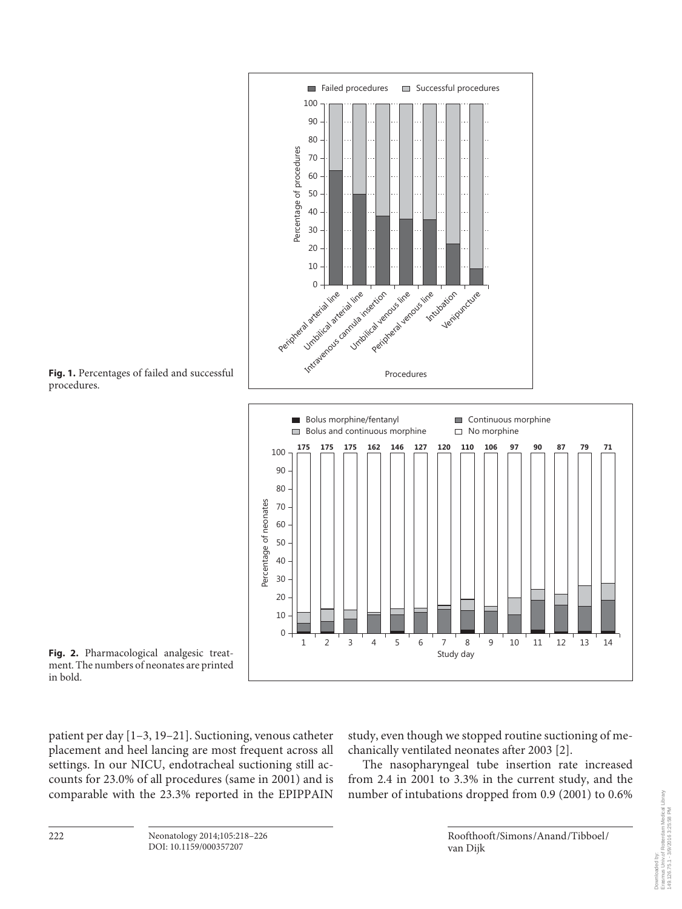**Fig. 1.** Percentages of failed and successful procedures.

**Fig. 2.** Pharmacological analgesic treatment. The numbers of neonates are printed in bold.

patient per day [1–3, 19–21]. Suctioning, venous catheter placement and heel lancing are most frequent across all settings. In our NICU, endotracheal suctioning still accounts for 23.0% of all procedures (same in 2001) and is comparable with the 23.3% reported in the EPIPPAIN study, even though we stopped routine suctioning of mechanically ventilated neonates after 2003 [2].

The nasopharyngeal tube insertion rate increased from 2.4 in 2001 to 3.3% in the current study, and the number of intubations dropped from 0.9 (2001) to 0.6%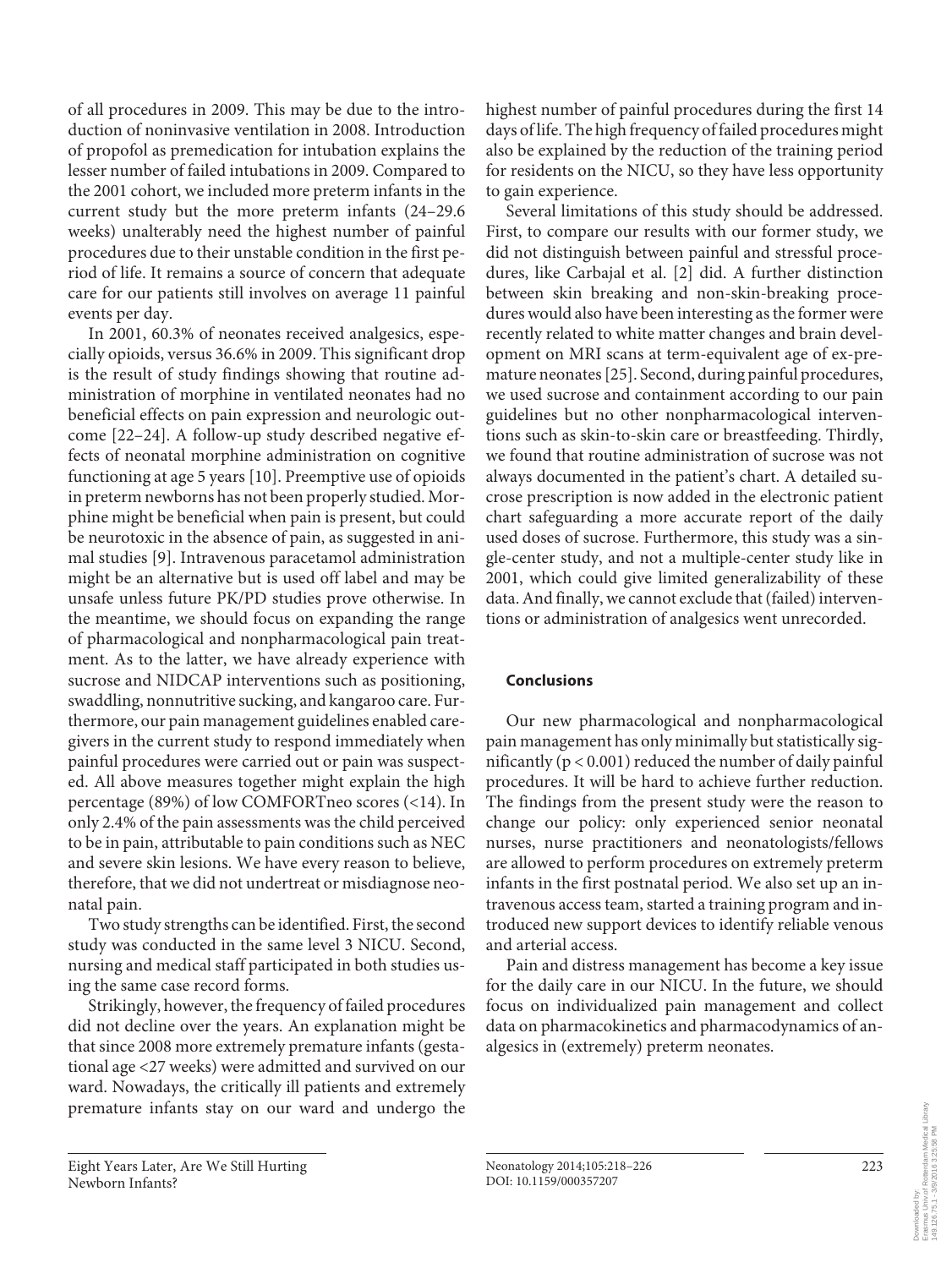of all procedures in 2009. This may be due to the introduction of noninvasive ventilation in 2008. Introduction of propofol as premedication for intubation explains the lesser number of failed intubations in 2009. Compared to the 2001 cohort, we included more preterm infants in the current study but the more preterm infants (24–29.6 weeks) unalterably need the highest number of painful procedures due to their unstable condition in the first period of life. It remains a source of concern that adequate care for our patients still involves on average 11 painful events per day.

In 2001, 60.3% of neonates received analgesics, especially opioids, versus 36.6% in 2009. This significant drop is the result of study findings showing that routine administration of morphine in ventilated neonates had no beneficial effects on pain expression and neurologic outcome [22–24]. A follow-up study described negative effects of neonatal morphine administration on cognitive functioning at age 5 years [10]. Preemptive use of opioids in preterm newborns has not been properly studied. Morphine might be beneficial when pain is present, but could be neurotoxic in the absence of pain, as suggested in animal studies [9]. Intravenous paracetamol administration might be an alternative but is used off label and may be unsafe unless future PK/PD studies prove otherwise. In the meantime, we should focus on expanding the range of pharmacological and nonpharmacological pain treatment. As to the latter, we have already experience with sucrose and NIDCAP interventions such as positioning, swaddling, nonnutritive sucking, and kangaroo care. Furthermore, our pain management guidelines enabled caregivers in the current study to respond immediately when painful procedures were carried out or pain was suspected. All above measures together might explain the high percentage (89%) of low COMFORTneo scores (<14). In only 2.4% of the pain assessments was the child perceived to be in pain, attributable to pain conditions such as NEC and severe skin lesions. We have every reason to believe, therefore, that we did not undertreat or misdiagnose neonatal pain.

Two study strengths can be identified. First, the second study was conducted in the same level 3 NICU. Second, nursing and medical staff participated in both studies using the same case record forms.

Strikingly, however, the frequency of failed procedures did not decline over the years. An explanation might be that since 2008 more extremely premature infants (gestational age <27 weeks) were admitted and survived on our ward. Nowadays, the critically ill patients and extremely premature infants stay on our ward and undergo the highest number of painful procedures during the first 14 days of life. The high frequency of failed procedures might also be explained by the reduction of the training period for residents on the NICU, so they have less opportunity to gain experience.

Several limitations of this study should be addressed. First, to compare our results with our former study, we did not distinguish between painful and stressful procedures, like Carbajal et al. [2] did. A further distinction between skin breaking and non-skin-breaking procedures would also have been interesting as the former were recently related to white matter changes and brain development on MRI scans at term-equivalent age of ex-premature neonates [25]. Second, during painful procedures, we used sucrose and containment according to our pain guidelines but no other nonpharmacological interventions such as skin-to-skin care or breastfeeding. Thirdly, we found that routine administration of sucrose was not always documented in the patient's chart. A detailed sucrose prescription is now added in the electronic patient chart safeguarding a more accurate report of the daily used doses of sucrose. Furthermore, this study was a single-center study, and not a multiple-center study like in 2001, which could give limited generalizability of these data. And finally, we cannot exclude that (failed) interventions or administration of analgesics went unrecorded.

## Conclusions

Our new pharmacological and nonpharmacological pain management has only minimally but statistically significantly ($p < 0.001$) reduced the number of daily painful procedures. It will be hard to achieve further reduction. The findings from the present study were the reason to change our policy: only experienced senior neonatal nurses, nurse practitioners and neonatologists/fellows are allowed to perform procedures on extremely preterm infants in the first postnatal period. We also set up an intravenous access team, started a training program and introduced new support devices to identify reliable venous and arterial access.

Pain and distress management has become a key issue for the daily care in our NICU. In the future, we should focus on individualized pain management and collect data on pharmacokinetics and pharmacodynamics of analgesics in (extremely) preterm neonates.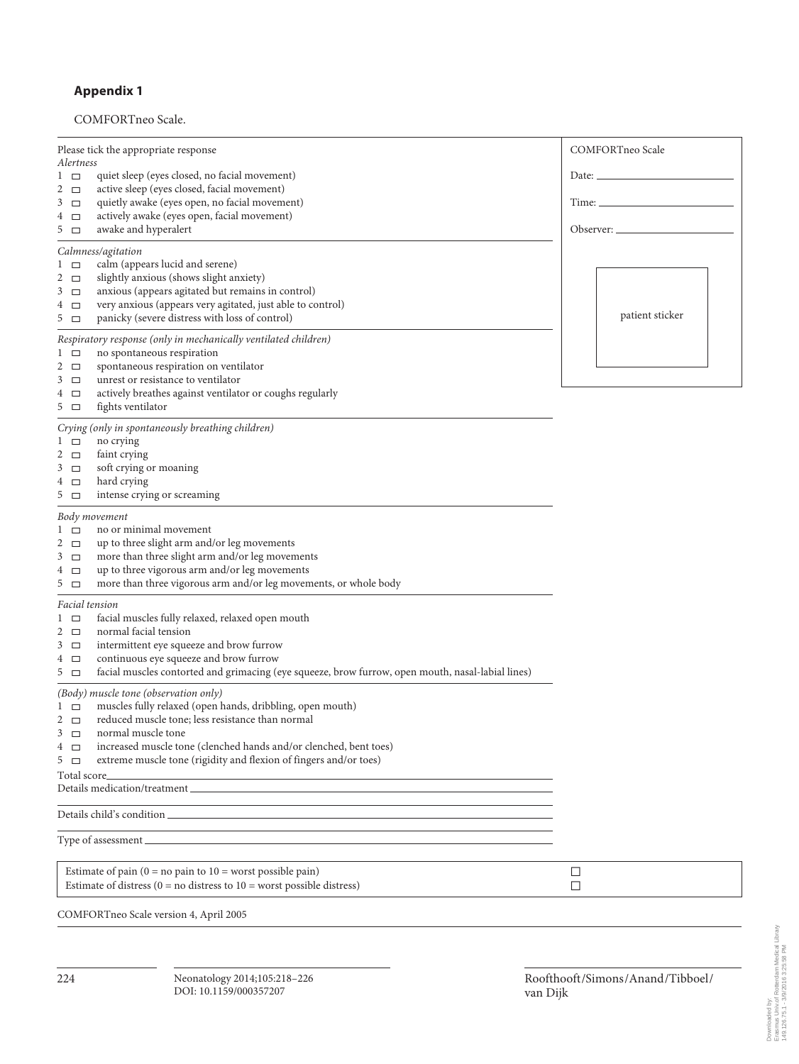## Appendix 1

COMFORTneo Scale.

Please tick the appropriate response

*Alertness*

1 ☐ quiet sleep (eyes closed, no facial movement)
2 ☐ active sleep (eyes closed, facial movement)
3 ☐ quietly awake (eyes open, no facial movement)
4 ☐ actively awake (eyes open, facial movement)
5 ☐ awake and hyperalert

*Calmness/agitation*

1 ☐ calm (appears lucid and serene)
2 ☐ slightly anxious (shows slight anxiety)
3 ☐ anxious (appears agitated but remains in control)
4 ☐ very anxious (appears very agitated, just able to control)
5 ☐ panicky (severe distress with loss of control)

*Respiratory response (only in mechanically ventilated children)*

1 ☐ no spontaneous respiration
2 ☐ spontaneous respiration on ventilator
3 ☐ unrest or resistance to ventilator
4 ☐ actively breathes against ventilator or coughs regularly
5 ☐ fights ventilator

*Crying (only in spontaneously breathing children)*

1 ☐ no crying
2 ☐ faint crying
3 ☐ soft crying or moaning
4 ☐ hard crying
5 ☐ intense crying or screaming

*Body movement*

1 ☐ no or minimal movement
2 ☐ up to three slight arm and/or leg movements
3 ☐ more than three slight arm and/or leg movements
4 ☐ up to three vigorous arm and/or leg movements
5 ☐ more than three vigorous arm and/or leg movements, or whole body

*Facial tension*

1 ☐ facial muscles fully relaxed, relaxed open mouth
2 ☐ normal facial tension
3 ☐ intermittent eye squeeze and brow furrow
4 ☐ continuous eye squeeze and brow furrow
5 ☐ facial muscles contorted and grimacing (eye squeeze, brow furrow, open mouth, nasal-labial lines)

*(Body) muscle tone (observation only)*

1 ☐ muscles fully relaxed (open hands, dribbling, open mouth)
2 ☐ reduced muscle tone; less resistance than normal
3 ☐ normal muscle tone
4 ☐ increased muscle tone (clenched hands and/or clenched, bent toes)
5 ☐ extreme muscle tone (rigidity and flexion of fingers and/or toes)

Total score\_\_\_\_\_\_\_\_\_\_

Details medication/treatment\_\_\_\_\_\_\_\_\_\_

Details child's condition\_\_\_\_\_\_\_\_\_\_

Type of assessment\_\_\_\_\_\_\_\_\_\_

COMFORTneo Scale

Date: \_\_\_\_\_\_\_\_\_\_

Time: \_\_\_\_\_\_\_\_\_\_

Observer: \_\_\_\_\_\_\_\_\_\_

patient sticker

| | |
|---|---|
| Estimate of pain (0 = no pain to 10 = worst possible pain) | ☐ |
| Estimate of distress (0 = no distress to 10 = worst possible distress) | ☐ |

COMFORTneo Scale version 4, April 2005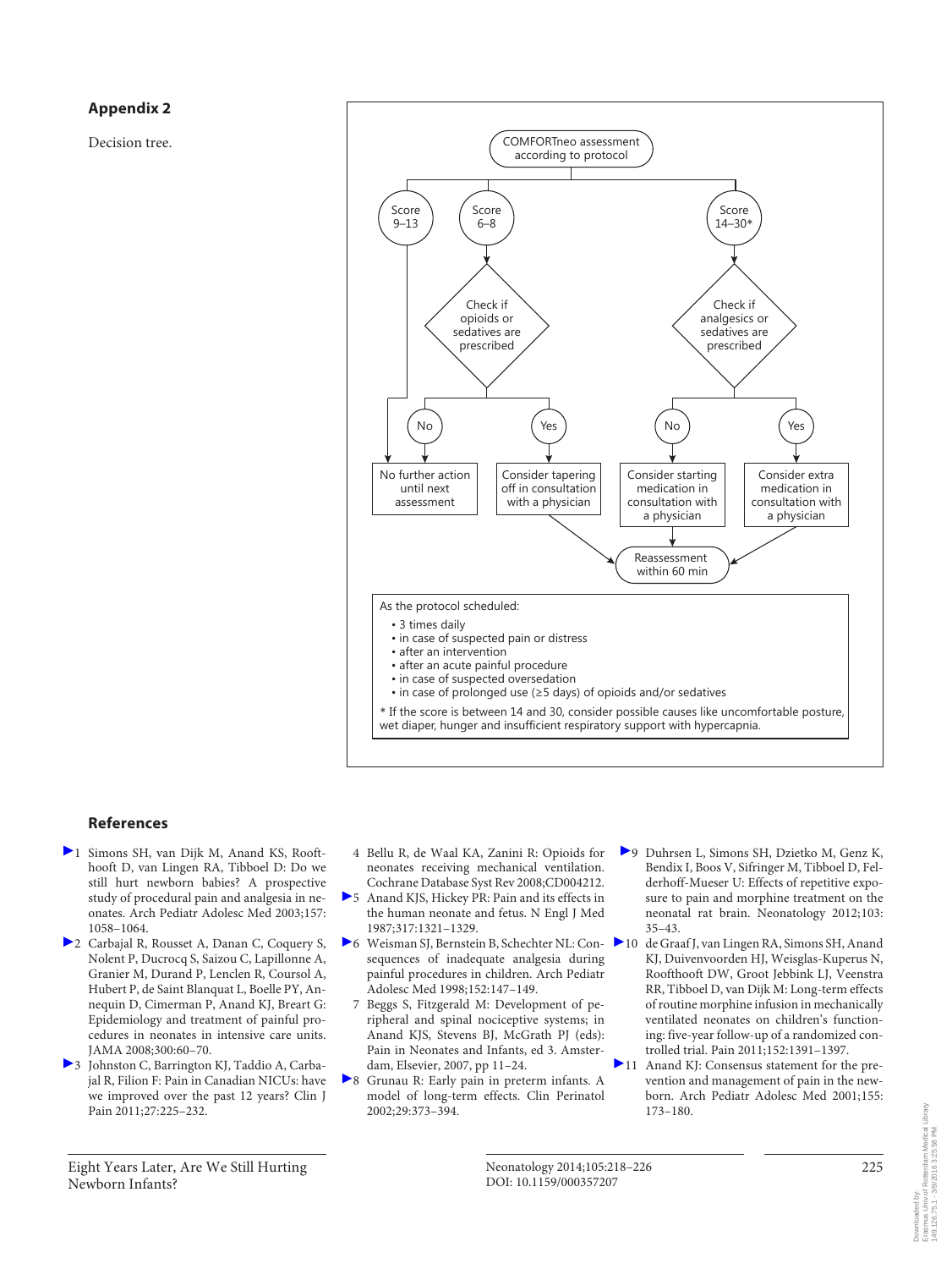## Appendix 2

Decision tree.

COMFORTneo assessment according to protocol

- Score 9–13 → No further action until next assessment
- Score 6–8 → Check if opioids or sedatives are prescribed
  - No → No further action until next assessment
  - Yes → Consider tapering off in consultation with a physician → Reassessment within 60 min
- Score 14–30* → Check if analgesics or sedatives are prescribed
  - No → Consider starting medication in consultation with a physician → Reassessment within 60 min
  - Yes → Consider extra medication in consultation with a physician → Reassessment within 60 min

As the protocol scheduled:

- 3 times daily
- in case of suspected pain or distress
- after an intervention
- after an acute painful procedure
- in case of suspected oversedation
- in case of prolonged use (≥5 days) of opioids and/or sedatives

* If the score is between 14 and 30, consider possible causes like uncomfortable posture, wet diaper, hunger and insufficient respiratory support with hypercapnia.

## References

1. Simons SH, van Dijk M, Anand KS, Roofthooft D, van Lingen RA, Tibboel D: Do we still hurt newborn babies? A prospective study of procedural pain and analgesia in neonates. Arch Pediatr Adolesc Med 2003;157:1058–1064.
2. Carbajal R, Rousset A, Danan C, Coquery S, Nolent P, Ducrocq S, Saizou C, Lapillonne A, Granier M, Durand P, Lenclen R, Coursol A, Hubert P, de Saint Blanquat L, Boelle PY, Annequin D, Cimerman P, Anand KJ, Breart G: Epidemiology and treatment of painful procedures in neonates in intensive care units. JAMA 2008;300:60–70.
3. Johnston C, Barrington KJ, Taddio A, Carbajal R, Filion F: Pain in Canadian NICUs: have we improved over the past 12 years? Clin J Pain 2011;27:225–232.
4. Bellu R, de Waal KA, Zanini R: Opioids for neonates receiving mechanical ventilation. Cochrane Database Syst Rev 2008;CD004212.
5. Anand KJS, Hickey PR: Pain and its effects in the human neonate and fetus. N Engl J Med 1987;317:1321–1329.
6. Weisman SJ, Bernstein B, Schechter NL: Consequences of inadequate analgesia during painful procedures in children. Arch Pediatr Adolesc Med 1998;152:147–149.
7. Beggs S, Fitzgerald M: Development of peripheral and spinal nociceptive systems; in Anand KJS, Stevens BJ, McGrath PJ (eds): Pain in Neonates and Infants, ed 3. Amsterdam, Elsevier, 2007, pp 11–24.
8. Grunau R: Early pain in preterm infants. A model of long-term effects. Clin Perinatol 2002;29:373–394.
9. Duhrsen L, Simons SH, Dzietko M, Genz K, Bendix I, Boos V, Sifringer M, Tibboel D, Felderhoff-Mueser U: Effects of repetitive exposure to pain and morphine treatment on the neonatal rat brain. Neonatology 2012;103:35–43.
10. de Graaf J, van Lingen RA, Simons SH, Anand KJ, Duivenvoorden HJ, Weisglas-Kuperus N, Roofthooft DW, Groot Jebbink LJ, Veenstra RR, Tibboel D, van Dijk M: Long-term effects of routine morphine infusion in mechanically ventilated neonates on children's functioning: five-year follow-up of a randomized controlled trial. Pain 2011;152:1391–1397.
11. Anand KJ: Consensus statement for the prevention and management of pain in the newborn. Arch Pediatr Adolesc Med 2001;155:173–180.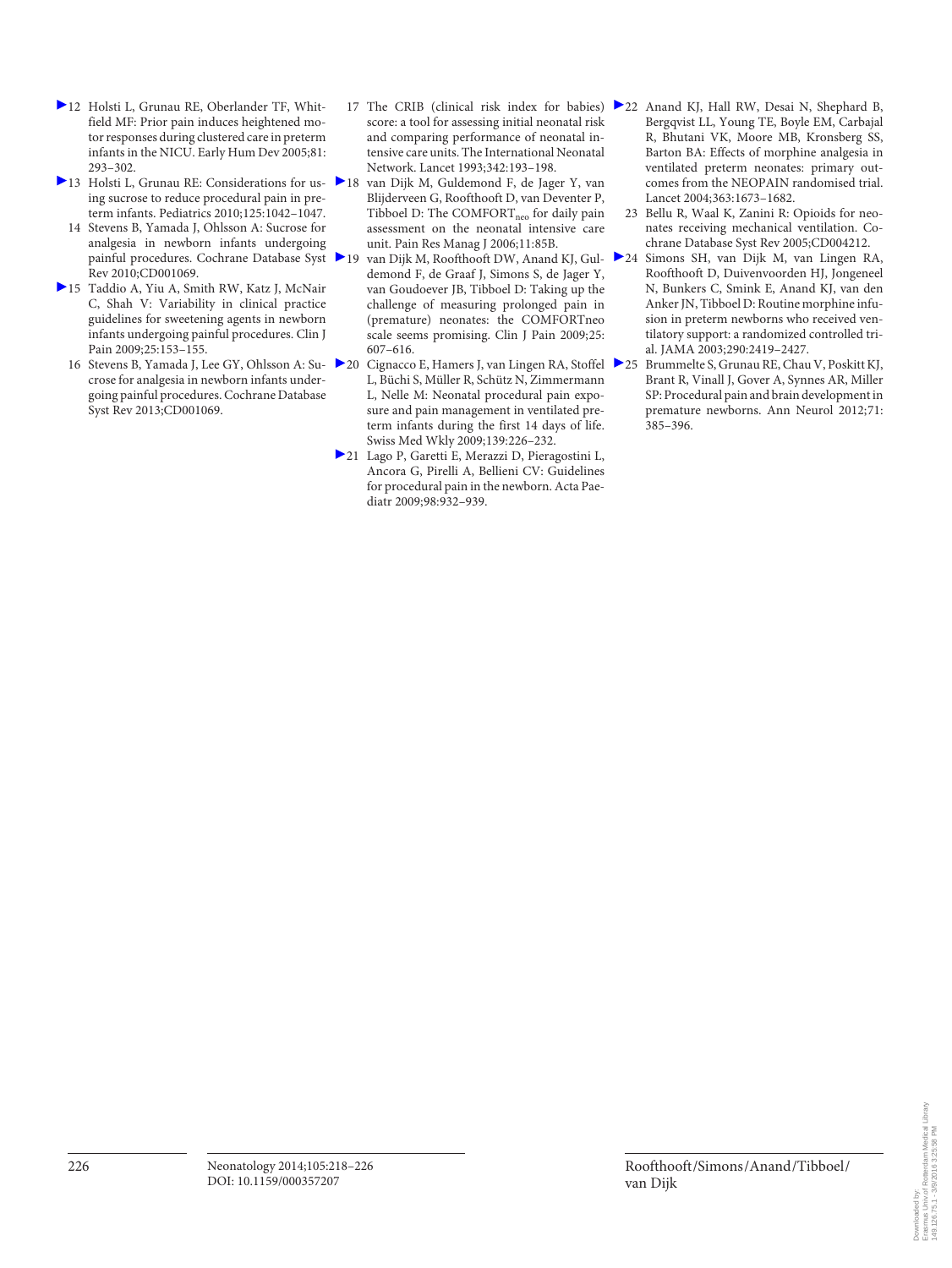12 Holsti L, Grunau RE, Oberlander TF, Whitfield MF: Prior pain induces heightened motor responses during clustered care in preterm infants in the NICU. Early Hum Dev 2005;81:293–302.

13 Holsti L, Grunau RE: Considerations for using sucrose to reduce procedural pain in preterm infants. Pediatrics 2010;125:1042–1047.

14 Stevens B, Yamada J, Ohlsson A: Sucrose for analgesia in newborn infants undergoing painful procedures. Cochrane Database Syst Rev 2010;CD001069.

15 Taddio A, Yiu A, Smith RW, Katz J, McNair C, Shah V: Variability in clinical practice guidelines for sweetening agents in newborn infants undergoing painful procedures. Clin J Pain 2009;25:153–155.

16 Stevens B, Yamada J, Lee GY, Ohlsson A: Sucrose for analgesia in newborn infants undergoing painful procedures. Cochrane Database Syst Rev 2013;CD001069.

17 The CRIB (clinical risk index for babies) score: a tool for assessing initial neonatal risk and comparing performance of neonatal intensive care units. The International Neonatal Network. Lancet 1993;342:193–198.

18 van Dijk M, Guldemond F, de Jager Y, van Blijderveen G, Roofthooft D, van Deventer P, Tibboel D: The $\mathrm{COMFORT}_{\mathrm{neo}}$ for daily pain assessment on the neonatal intensive care unit. Pain Res Manag J 2006;11:85B.

19 van Dijk M, Roofthooft DW, Anand KJ, Guldemond F, de Graaf J, Simons S, de Jager Y, van Goudoever JB, Tibboel D: Taking up the challenge of measuring prolonged pain in (premature) neonates: the COMFORTneo scale seems promising. Clin J Pain 2009;25:607–616.

20 Cignacco E, Hamers J, van Lingen RA, Stoffel L, Büchi S, Müller R, Schütz N, Zimmermann L, Nelle M: Neonatal procedural pain exposure and pain management in ventilated preterm infants during the first 14 days of life. Swiss Med Wkly 2009;139:226–232.

21 Lago P, Garetti E, Merazzi D, Pieragostini L, Ancora G, Pirelli A, Bellieni CV: Guidelines for procedural pain in the newborn. Acta Paediatr 2009;98:932–939.

22 Anand KJ, Hall RW, Desai N, Shephard B, Bergqvist LL, Young TE, Boyle EM, Carbajal R, Bhutani VK, Moore MB, Kronsberg SS, Barton BA: Effects of morphine analgesia in ventilated preterm neonates: primary outcomes from the NEOPAIN randomised trial. Lancet 2004;363:1673–1682.

23 Bellu R, Waal K, Zanini R: Opioids for neonates receiving mechanical ventilation. Cochrane Database Syst Rev 2005;CD004212.

24 Simons SH, van Dijk M, van Lingen RA, Roofthooft D, Duivenvoorden HJ, Jongeneel N, Bunkers C, Smink E, Anand KJ, van den Anker JN, Tibboel D: Routine morphine infusion in preterm newborns who received ventilatory support: a randomized controlled trial. JAMA 2003;290:2419–2427.

25 Brummelte S, Grunau RE, Chau V, Poskitt KJ, Brant R, Vinall J, Gover A, Synnes AR, Miller SP: Procedural pain and brain development in premature newborns. Ann Neurol 2012;71:385–396.